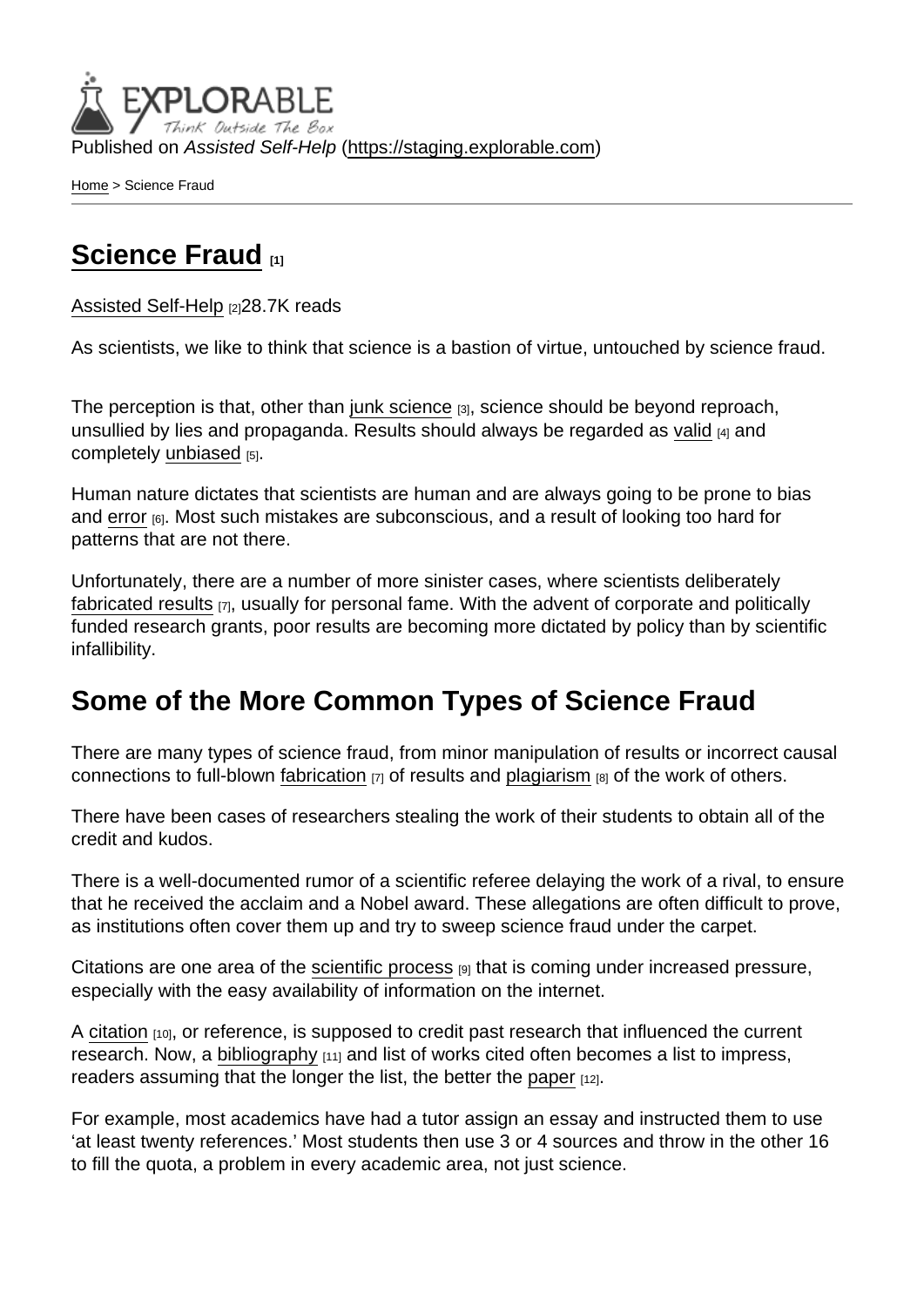Published on Assisted Self-Help (https://staging.explorable.com)

Home > Science Fraud

# Science Fraud [1]

Assisted Self-Help [2]28.7K reads

As scientists, we like to think that science is a bastion of virtue, untouched by science fraud.

The perception is that, other than junk science [3], science should be beyond reproach, unsullied by lies and propaganda. Results should always be regarded as valid [4] and completely unbiased [5].

Human nature dictates that scientists are human and are always going to be prone to bias and error [6]. Most such mistakes are subconscious, and a result of looking too hard for patterns that are not there.

Unfortunately, there are a number of more sinister cases, where scientists deliberately fabricated results [7], usually for personal fame. With the advent of corporate and politically funded research grants, poor results are becoming more dictated by policy than by scientific infallibility.

## Some of the More Common Types of Science Fraud

There are many types of science fraud, from minor manipulation of results or incorrect causal connections to full-blown fabrication [7] of results and plagiarism [8] of the work of others.

There have been cases of researchers stealing the work of their students to obtain all of the credit and kudos.

There is a well-documented rumor of a scientific referee delaying the work of a rival, to ensure that he received the acclaim and a Nobel award. These allegations are often difficult to prove, as institutions often cover them up and try to sweep science fraud under the carpet.

Citations are one area of the scientific process [9] that is coming under increased pressure, especially with the easy availability of information on the internet.

A citation [10], or reference, is supposed to credit past research that influenced the current research. Now, a bibliography [11] and list of works cited often becomes a list to impress, readers assuming that the longer the list, the better the paper [12].

For example, most academics have had a tutor assign an essay and instructed them to use 'at least twenty references.' Most students then use 3 or 4 sources and throw in the other 16 to fill the quota, a problem in every academic area, not just science.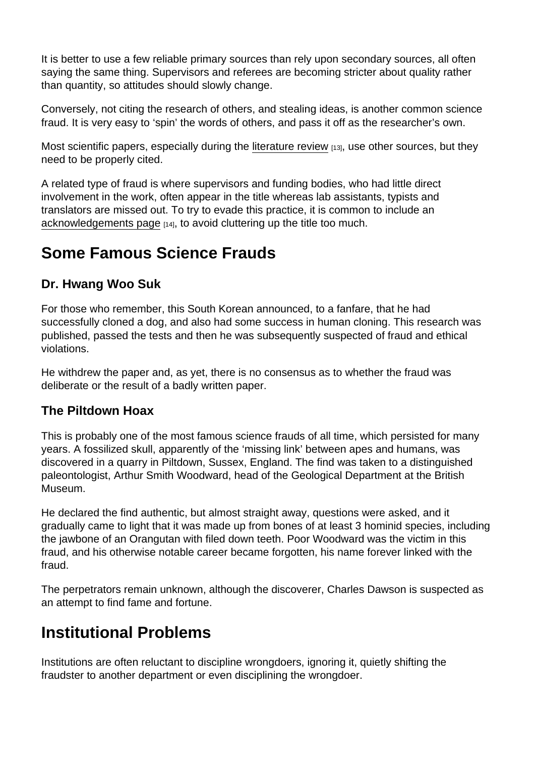It is better to use a few reliable primary sources than rely upon secondary sources, all often saying the same thing. Supervisors and referees are becoming stricter about quality rather than quantity, so attitudes should slowly change.

Conversely, not citing the research of others, and stealing ideas, is another common science fraud. It is very easy to 'spin' the words of others, and pass it off as the researcher's own.

Most scientific papers, especially during the literature review [13], use other sources, but they need to be properly cited.

A related type of fraud is where supervisors and funding bodies, who had little direct involvement in the work, often appear in the title whereas lab assistants, typists and translators are missed out. To try to evade this practice, it is common to include an acknowledgements page [14], to avoid cluttering up the title too much.

## Some Famous Science Frauds

### Dr. Hwang Woo Suk

For those who remember, this South Korean announced, to a fanfare, that he had successfully cloned a dog, and also had some success in human cloning. This research was published, passed the tests and then he was subsequently suspected of fraud and ethical violations.

He withdrew the paper and, as yet, there is no consensus as to whether the fraud was deliberate or the result of a badly written paper.

### The Piltdown Hoax

This is probably one of the most famous science frauds of all time, which persisted for many years. A fossilized skull, apparently of the 'missing link' between apes and humans, was discovered in a quarry in Piltdown, Sussex, England. The find was taken to a distinguished paleontologist, Arthur Smith Woodward, head of the Geological Department at the British Museum.

He declared the find authentic, but almost straight away, questions were asked, and it gradually came to light that it was made up from bones of at least 3 hominid species, including the jawbone of an Orangutan with filed down teeth. Poor Woodward was the victim in this fraud, and his otherwise notable career became forgotten, his name forever linked with the fraud.

The perpetrators remain unknown, although the discoverer, Charles Dawson is suspected as an attempt to find fame and fortune.

## Institutional Problems

Institutions are often reluctant to discipline wrongdoers, ignoring it, quietly shifting the fraudster to another department or even disciplining the wrongdoer.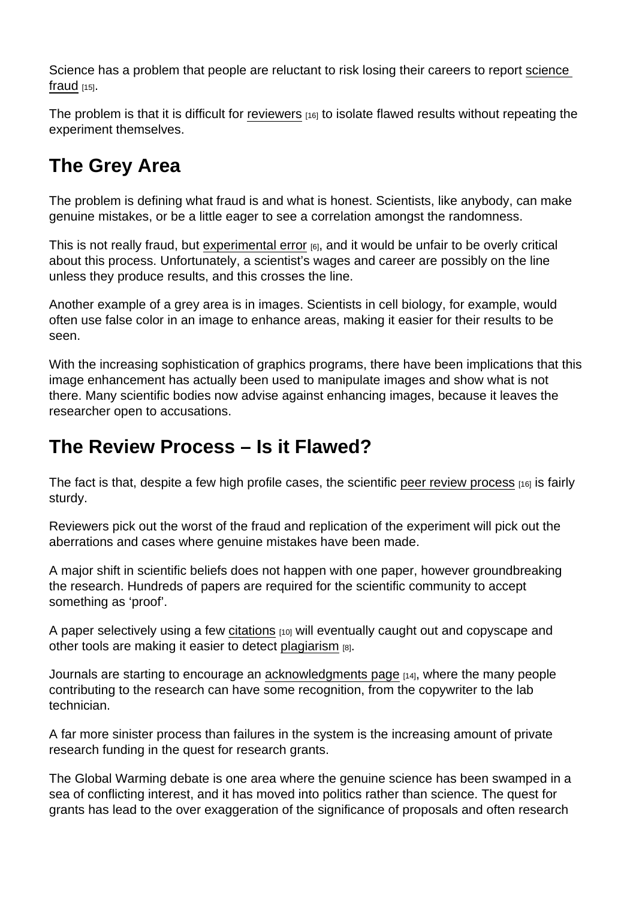Science has a problem that people are reluctant to risk losing their careers to report science fraud [15].

The problem is that it is difficult for reviewers [16] to isolate flawed results without repeating the experiment themselves.

## The Grey Area

The problem is defining what fraud is and what is honest. Scientists, like anybody, can make genuine mistakes, or be a little eager to see a correlation amongst the randomness.

This is not really fraud, but experimental error [6], and it would be unfair to be overly critical about this process. Unfortunately, a scientist's wages and career are possibly on the line unless they produce results, and this crosses the line.

Another example of a grey area is in images. Scientists in cell biology, for example, would often use false color in an image to enhance areas, making it easier for their results to be seen.

With the increasing sophistication of graphics programs, there have been implications that this image enhancement has actually been used to manipulate images and show what is not there. Many scientific bodies now advise against enhancing images, because it leaves the researcher open to accusations.

## The Review Process – Is it Flawed?

The fact is that, despite a few high profile cases, the scientific peer review process [16] is fairly sturdy.

Reviewers pick out the worst of the fraud and replication of the experiment will pick out the aberrations and cases where genuine mistakes have been made.

A major shift in scientific beliefs does not happen with one paper, however groundbreaking the research. Hundreds of papers are required for the scientific community to accept something as 'proof'.

A paper selectively using a few citations [10] will eventually caught out and copyscape and other tools are making it easier to detect plagiarism [8].

Journals are starting to encourage an acknowledgments page [14], where the many people contributing to the research can have some recognition, from the copywriter to the lab technician.

A far more sinister process than failures in the system is the increasing amount of private research funding in the quest for research grants.

The Global Warming debate is one area where the genuine science has been swamped in a sea of conflicting interest, and it has moved into politics rather than science. The quest for grants has lead to the over exaggeration of the significance of proposals and often research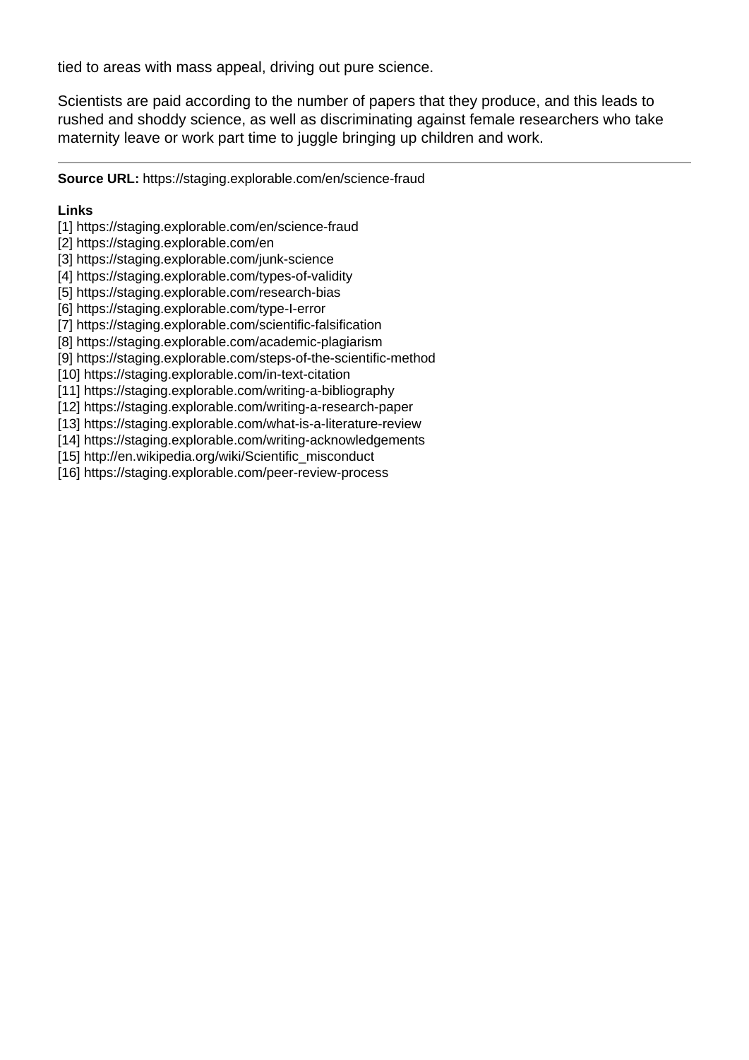tied to areas with mass appeal, driving out pure science.

Scientists are paid according to the number of papers that they produce, and this leads to rushed and shoddy science, as well as discriminating against female researchers who take maternity leave or work part time to juggle bringing up children and work.

---

**Source URL:** https://staging.explorable.com/en/science-fraud

**Links**
[1] https://staging.explorable.com/en/science-fraud
[2] https://staging.explorable.com/en
[3] https://staging.explorable.com/junk-science
[4] https://staging.explorable.com/types-of-validity
[5] https://staging.explorable.com/research-bias
[6] https://staging.explorable.com/type-I-error
[7] https://staging.explorable.com/scientific-falsification
[8] https://staging.explorable.com/academic-plagiarism
[9] https://staging.explorable.com/steps-of-the-scientific-method
[10] https://staging.explorable.com/in-text-citation
[11] https://staging.explorable.com/writing-a-bibliography
[12] https://staging.explorable.com/writing-a-research-paper
[13] https://staging.explorable.com/what-is-a-literature-review
[14] https://staging.explorable.com/writing-acknowledgements
[15] http://en.wikipedia.org/wiki/Scientific_misconduct
[16] https://staging.explorable.com/peer-review-process